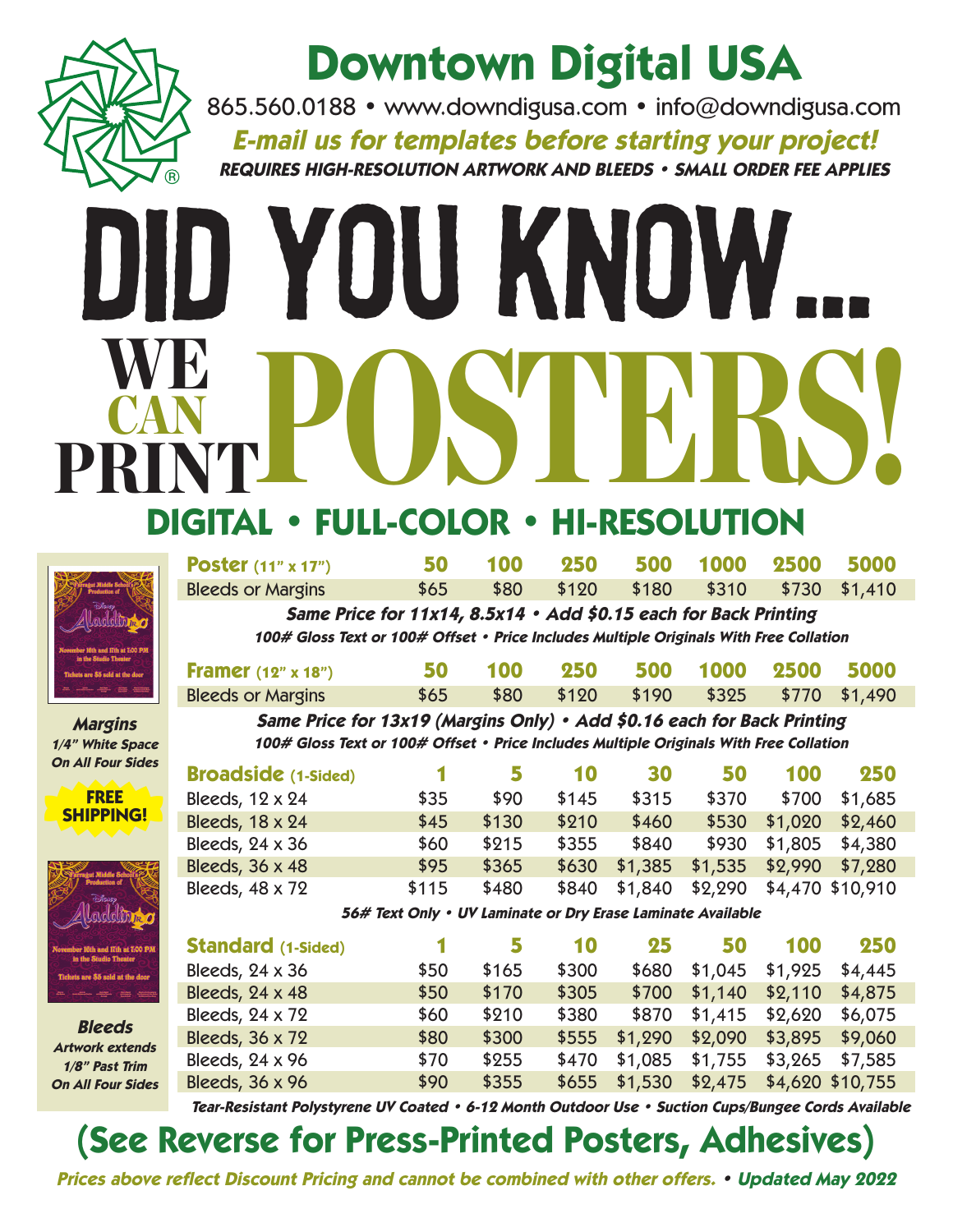# Downtown Digital USA

865.560.0188 • www.downdigusa.com • info@downdigusa.com

***E-mail us for templates before starting your project!***

***REQUIRES HIGH-RESOLUTION ARTWORK AND BLEEDS • SMALL ORDER FEE APPLIES***

# DID YOU KNOW...

# WE CAN PRINT POSTERS!

## DIGITAL • FULL-COLOR • HI-RESOLUTION

| **Poster** (11" x 17") | **50** | **100** | **250** | **500** | **1000** | **2500** | **5000** |
|---|---|---|---|---|---|---|---|
| Bleeds or Margins | $65 | $80 | $120 | $180 | $310 | $730 | $1,410 |

***Same Price for 11x14, 8.5x14 • Add $0.15 each for Back Printing***

***100# Gloss Text or 100# Offset • Price Includes Multiple Originals With Free Collation***

| **Framer** (12" x 18") | **50** | **100** | **250** | **500** | **1000** | **2500** | **5000** |
|---|---|---|---|---|---|---|---|
| Bleeds or Margins | $65 | $80 | $120 | $190 | $325 | $770 | $1,490 |

***Same Price for 13x19 (Margins Only) • Add $0.16 each for Back Printing***

***100# Gloss Text or 100# Offset • Price Includes Multiple Originals With Free Collation***

| **Broadside** (1-Sided) | **1** | **5** | **10** | **30** | **50** | **100** | **250** |
|---|---|---|---|---|---|---|---|
| Bleeds, 12 x 24 | $35 | $90 | $145 | $315 | $370 | $700 | $1,685 |
| Bleeds, 18 x 24 | $45 | $130 | $210 | $460 | $530 | $1,020 | $2,460 |
| Bleeds, 24 x 36 | $60 | $215 | $355 | $840 | $930 | $1,805 | $4,380 |
| Bleeds, 36 x 48 | $95 | $365 | $630 | $1,385 | $1,535 | $2,990 | $7,280 |
| Bleeds, 48 x 72 | $115 | $480 | $840 | $1,840 | $2,290 | $4,470 | $10,910 |

***56# Text Only • UV Laminate or Dry Erase Laminate Available***

| **Standard** (1-Sided) | **1** | **5** | **10** | **25** | **50** | **100** | **250** |
|---|---|---|---|---|---|---|---|
| Bleeds, 24 x 36 | $50 | $165 | $300 | $680 | $1,045 | $1,925 | $4,445 |
| Bleeds, 24 x 48 | $50 | $170 | $305 | $700 | $1,140 | $2,110 | $4,875 |
| Bleeds, 24 x 72 | $60 | $210 | $380 | $870 | $1,415 | $2,620 | $6,075 |
| Bleeds, 36 x 72 | $80 | $300 | $555 | $1,290 | $2,090 | $3,895 | $9,060 |
| Bleeds, 24 x 96 | $70 | $255 | $470 | $1,085 | $1,755 | $3,265 | $7,585 |
| Bleeds, 36 x 96 | $90 | $355 | $655 | $1,530 | $2,475 | $4,620 | $10,755 |

***Tear-Resistant Polystyrene UV Coated • 6-12 Month Outdoor Use • Suction Cups/Bungee Cords Available***

***Margins*** *1/4" White Space On All Four Sides*

**FREE SHIPPING!**

***Bleeds*** *Artwork extends 1/8" Past Trim On All Four Sides*

## (See Reverse for Press-Printed Posters, Adhesives)

***Prices above reflect Discount Pricing and cannot be combined with other offers. • Updated May 2022***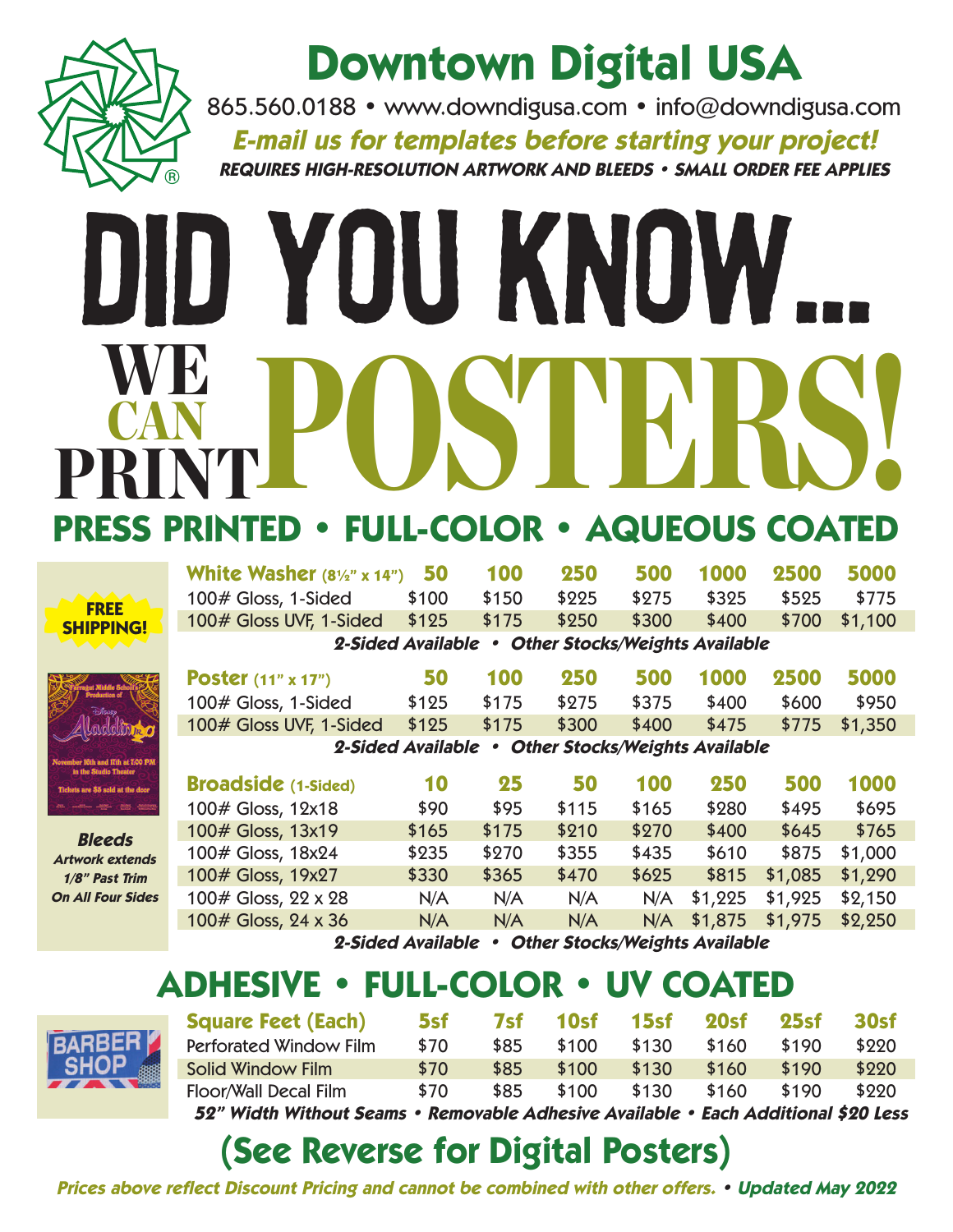# Downtown Digital USA

865.560.0188 • www.downdigusa.com • info@downdigusa.com

***E-mail us for templates before starting your project!***

***REQUIRES HIGH-RESOLUTION ARTWORK AND BLEEDS • SMALL ORDER FEE APPLIES***

# DID YOU KNOW...

# WE CAN PRINT POSTERS!

## PRESS PRINTED • FULL-COLOR • AQUEOUS COATED

**FREE SHIPPING!**

| White Washer (8½" x 14") | 50 | 100 | 250 | 500 | 1000 | 2500 | 5000 |
|---|---|---|---|---|---|---|---|
| 100# Gloss, 1-Sided | $100 | $150 | $225 | $275 | $325 | $525 | $775 |
| 100# Gloss UVF, 1-Sided | $125 | $175 | $250 | $300 | $400 | $700 | $1,100 |

***2-Sided Available • Other Stocks/Weights Available***

| Poster (11" x 17") | 50 | 100 | 250 | 500 | 1000 | 2500 | 5000 |
|---|---|---|---|---|---|---|---|
| 100# Gloss, 1-Sided | $125 | $175 | $275 | $375 | $400 | $600 | $950 |
| 100# Gloss UVF, 1-Sided | $125 | $175 | $300 | $400 | $475 | $775 | $1,350 |

***2-Sided Available • Other Stocks/Weights Available***

| Broadside (1-Sided) | 10 | 25 | 50 | 100 | 250 | 500 | 1000 |
|---|---|---|---|---|---|---|---|
| 100# Gloss, 12x18 | $90 | $95 | $115 | $165 | $280 | $495 | $695 |
| 100# Gloss, 13x19 | $165 | $175 | $210 | $270 | $400 | $645 | $765 |
| 100# Gloss, 18x24 | $235 | $270 | $355 | $435 | $610 | $875 | $1,000 |
| 100# Gloss, 19x27 | $330 | $365 | $470 | $625 | $815 | $1,085 | $1,290 |
| 100# Gloss, 22 x 28 | N/A | N/A | N/A | N/A | $1,225 | $1,925 | $2,150 |
| 100# Gloss, 24 x 36 | N/A | N/A | N/A | N/A | $1,875 | $1,975 | $2,250 |

***2-Sided Available • Other Stocks/Weights Available***

***Bleeds***
*Artwork extends 1/8" Past Trim On All Four Sides*

## ADHESIVE • FULL-COLOR • UV COATED

| Square Feet (Each) | 5sf | 7sf | 10sf | 15sf | 20sf | 25sf | 30sf |
|---|---|---|---|---|---|---|---|
| Perforated Window Film | $70 | $85 | $100 | $130 | $160 | $190 | $220 |
| Solid Window Film | $70 | $85 | $100 | $130 | $160 | $190 | $220 |
| Floor/Wall Decal Film | $70 | $85 | $100 | $130 | $160 | $190 | $220 |

***52" Width Without Seams • Removable Adhesive Available • Each Additional $20 Less***

## (See Reverse for Digital Posters)

***Prices above reflect Discount Pricing and cannot be combined with other offers. • Updated May 2022***